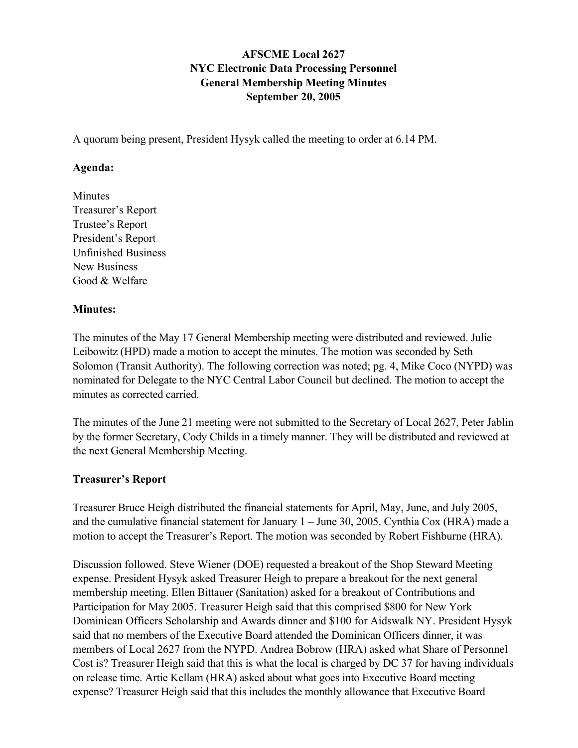**AFSCME Local 2627**
**NYC Electronic Data Processing Personnel**
**General Membership Meeting Minutes**
**September 20, 2005**

A quorum being present, President Hysyk called the meeting to order at 6.14 PM.

**Agenda:**

Minutes
Treasurer's Report
Trustee's Report
President's Report
Unfinished Business
New Business
Good & Welfare

**Minutes:**

The minutes of the May 17 General Membership meeting were distributed and reviewed. Julie Leibowitz (HPD) made a motion to accept the minutes. The motion was seconded by Seth Solomon (Transit Authority). The following correction was noted; pg. 4, Mike Coco (NYPD) was nominated for Delegate to the NYC Central Labor Council but declined. The motion to accept the minutes as corrected carried.

The minutes of the June 21 meeting were not submitted to the Secretary of Local 2627, Peter Jablin by the former Secretary, Cody Childs in a timely manner. They will be distributed and reviewed at the next General Membership Meeting.

**Treasurer's Report**

Treasurer Bruce Heigh distributed the financial statements for April, May, June, and July 2005, and the cumulative financial statement for January 1 – June 30, 2005. Cynthia Cox (HRA) made a motion to accept the Treasurer's Report. The motion was seconded by Robert Fishburne (HRA).

Discussion followed. Steve Wiener (DOE) requested a breakout of the Shop Steward Meeting expense. President Hysyk asked Treasurer Heigh to prepare a breakout for the next general membership meeting. Ellen Bittauer (Sanitation) asked for a breakout of Contributions and Participation for May 2005. Treasurer Heigh said that this comprised $800 for New York Dominican Officers Scholarship and Awards dinner and $100 for Aidswalk NY. President Hysyk said that no members of the Executive Board attended the Dominican Officers dinner, it was members of Local 2627 from the NYPD. Andrea Bobrow (HRA) asked what Share of Personnel Cost is? Treasurer Heigh said that this is what the local is charged by DC 37 for having individuals on release time. Artie Kellam (HRA) asked about what goes into Executive Board meeting expense? Treasurer Heigh said that this includes the monthly allowance that Executive Board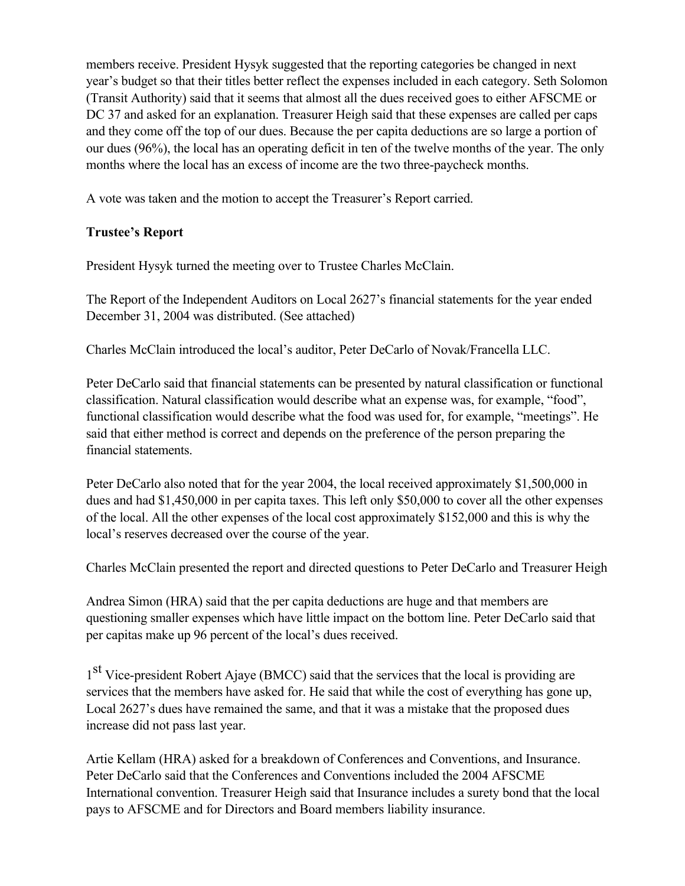members receive. President Hysyk suggested that the reporting categories be changed in next year's budget so that their titles better reflect the expenses included in each category. Seth Solomon (Transit Authority) said that it seems that almost all the dues received goes to either AFSCME or DC 37 and asked for an explanation. Treasurer Heigh said that these expenses are called per caps and they come off the top of our dues. Because the per capita deductions are so large a portion of our dues (96%), the local has an operating deficit in ten of the twelve months of the year. The only months where the local has an excess of income are the two three-paycheck months.

A vote was taken and the motion to accept the Treasurer's Report carried.

**Trustee's Report**

President Hysyk turned the meeting over to Trustee Charles McClain.

The Report of the Independent Auditors on Local 2627's financial statements for the year ended December 31, 2004 was distributed. (See attached)

Charles McClain introduced the local's auditor, Peter DeCarlo of Novak/Francella LLC.

Peter DeCarlo said that financial statements can be presented by natural classification or functional classification. Natural classification would describe what an expense was, for example, "food", functional classification would describe what the food was used for, for example, "meetings". He said that either method is correct and depends on the preference of the person preparing the financial statements.

Peter DeCarlo also noted that for the year 2004, the local received approximately $1,500,000 in dues and had $1,450,000 in per capita taxes. This left only $50,000 to cover all the other expenses of the local. All the other expenses of the local cost approximately $152,000 and this is why the local's reserves decreased over the course of the year.

Charles McClain presented the report and directed questions to Peter DeCarlo and Treasurer Heigh

Andrea Simon (HRA) said that the per capita deductions are huge and that members are questioning smaller expenses which have little impact on the bottom line. Peter DeCarlo said that per capitas make up 96 percent of the local's dues received.

1st Vice-president Robert Ajaye (BMCC) said that the services that the local is providing are services that the members have asked for. He said that while the cost of everything has gone up, Local 2627's dues have remained the same, and that it was a mistake that the proposed dues increase did not pass last year.

Artie Kellam (HRA) asked for a breakdown of Conferences and Conventions, and Insurance. Peter DeCarlo said that the Conferences and Conventions included the 2004 AFSCME International convention. Treasurer Heigh said that Insurance includes a surety bond that the local pays to AFSCME and for Directors and Board members liability insurance.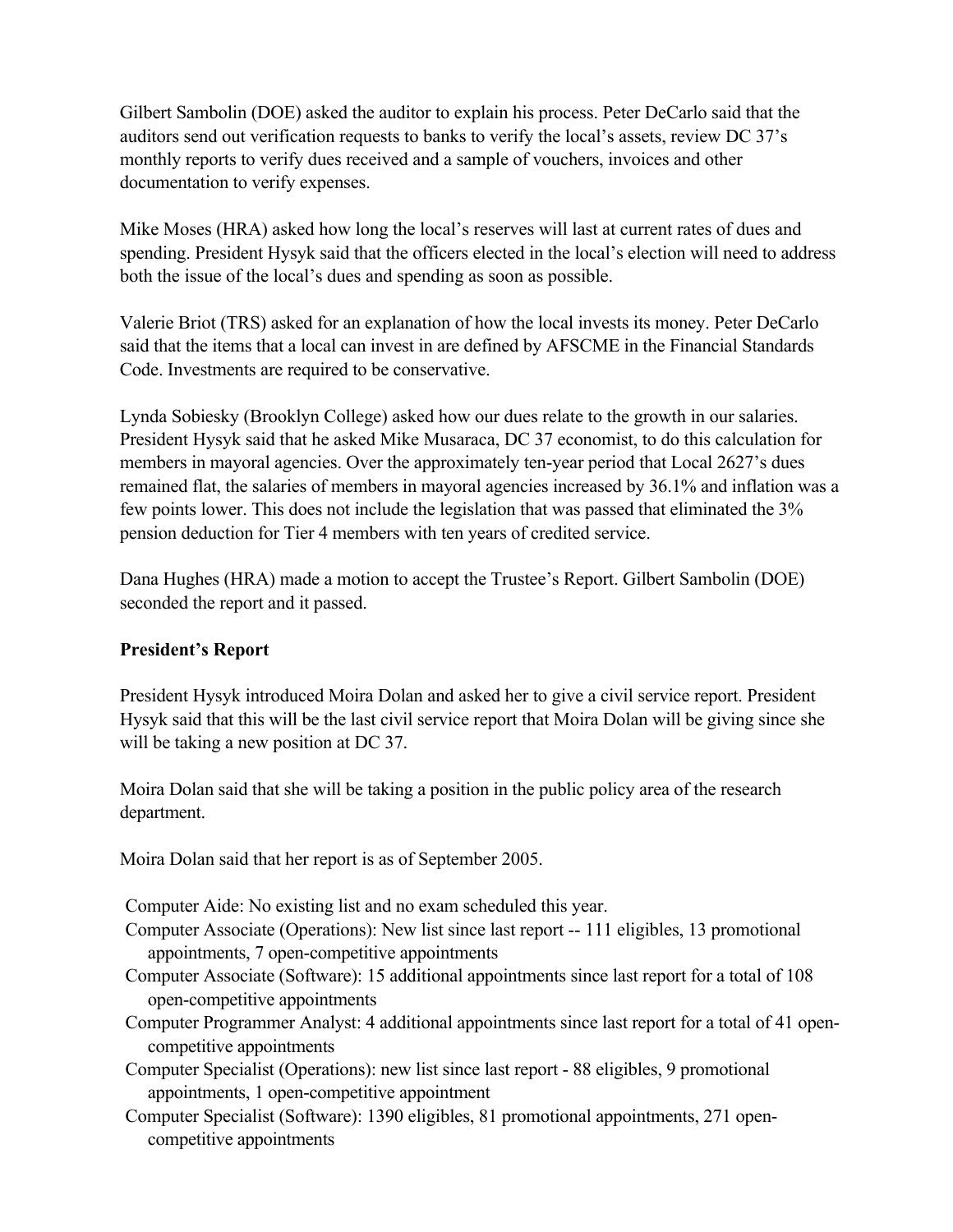Gilbert Sambolin (DOE) asked the auditor to explain his process. Peter DeCarlo said that the auditors send out verification requests to banks to verify the local's assets, review DC 37's monthly reports to verify dues received and a sample of vouchers, invoices and other documentation to verify expenses.

Mike Moses (HRA) asked how long the local's reserves will last at current rates of dues and spending. President Hysyk said that the officers elected in the local's election will need to address both the issue of the local's dues and spending as soon as possible.

Valerie Briot (TRS) asked for an explanation of how the local invests its money. Peter DeCarlo said that the items that a local can invest in are defined by AFSCME in the Financial Standards Code. Investments are required to be conservative.

Lynda Sobiesky (Brooklyn College) asked how our dues relate to the growth in our salaries. President Hysyk said that he asked Mike Musaraca, DC 37 economist, to do this calculation for members in mayoral agencies. Over the approximately ten-year period that Local 2627's dues remained flat, the salaries of members in mayoral agencies increased by 36.1% and inflation was a few points lower. This does not include the legislation that was passed that eliminated the 3% pension deduction for Tier 4 members with ten years of credited service.

Dana Hughes (HRA) made a motion to accept the Trustee's Report. Gilbert Sambolin (DOE) seconded the report and it passed.

**President's Report**

President Hysyk introduced Moira Dolan and asked her to give a civil service report. President Hysyk said that this will be the last civil service report that Moira Dolan will be giving since she will be taking a new position at DC 37.

Moira Dolan said that she will be taking a position in the public policy area of the research department.

Moira Dolan said that her report is as of September 2005.

- Computer Aide: No existing list and no exam scheduled this year.
- Computer Associate (Operations): New list since last report -- 111 eligibles, 13 promotional appointments, 7 open-competitive appointments
- Computer Associate (Software): 15 additional appointments since last report for a total of 108 open-competitive appointments
- Computer Programmer Analyst: 4 additional appointments since last report for a total of 41 open-competitive appointments
- Computer Specialist (Operations): new list since last report - 88 eligibles, 9 promotional appointments, 1 open-competitive appointment
- Computer Specialist (Software): 1390 eligibles, 81 promotional appointments, 271 open-competitive appointments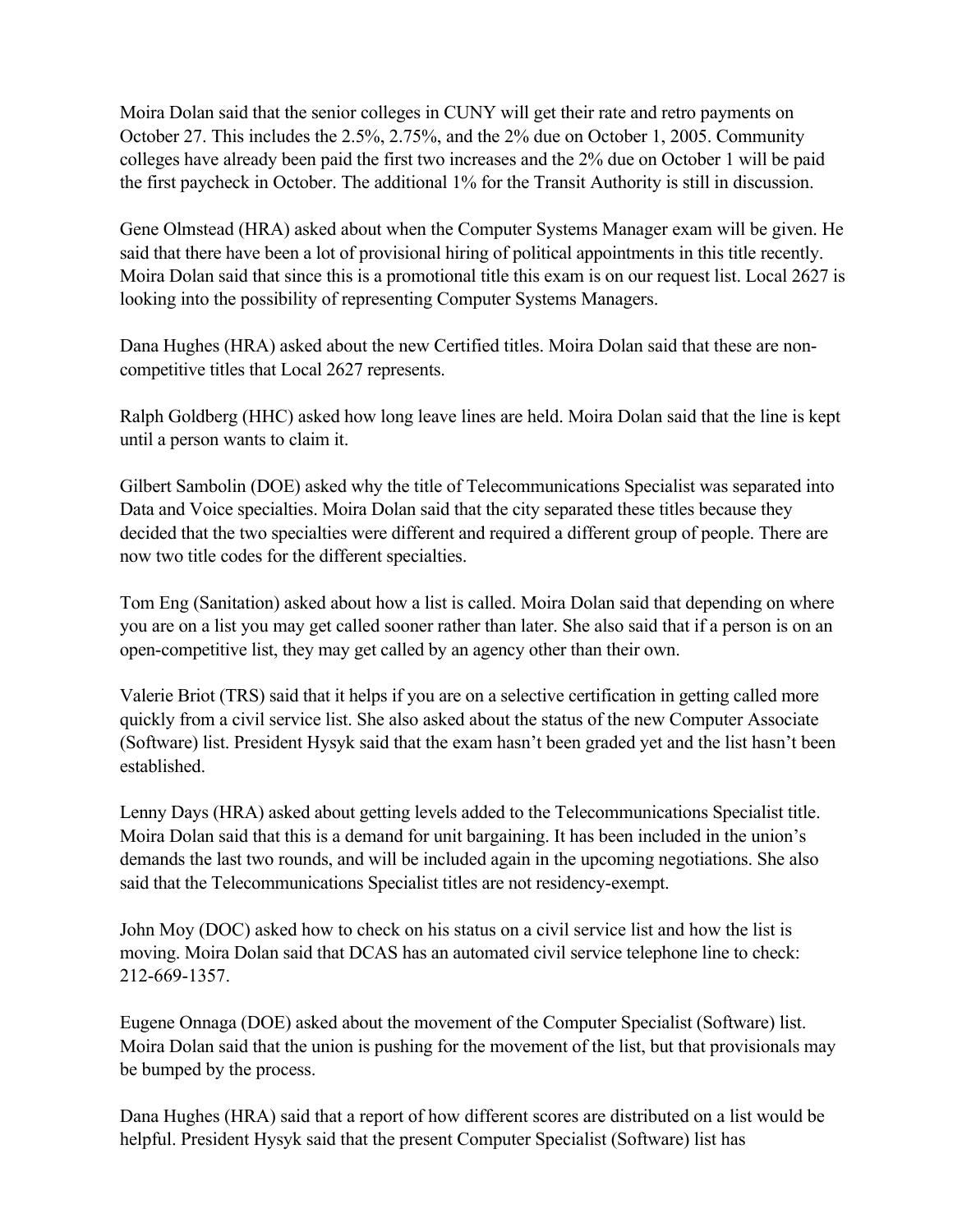Moira Dolan said that the senior colleges in CUNY will get their rate and retro payments on October 27. This includes the 2.5%, 2.75%, and the 2% due on October 1, 2005. Community colleges have already been paid the first two increases and the 2% due on October 1 will be paid the first paycheck in October. The additional 1% for the Transit Authority is still in discussion.

Gene Olmstead (HRA) asked about when the Computer Systems Manager exam will be given. He said that there have been a lot of provisional hiring of political appointments in this title recently. Moira Dolan said that since this is a promotional title this exam is on our request list. Local 2627 is looking into the possibility of representing Computer Systems Managers.

Dana Hughes (HRA) asked about the new Certified titles. Moira Dolan said that these are non-competitive titles that Local 2627 represents.

Ralph Goldberg (HHC) asked how long leave lines are held. Moira Dolan said that the line is kept until a person wants to claim it.

Gilbert Sambolin (DOE) asked why the title of Telecommunications Specialist was separated into Data and Voice specialties. Moira Dolan said that the city separated these titles because they decided that the two specialties were different and required a different group of people. There are now two title codes for the different specialties.

Tom Eng (Sanitation) asked about how a list is called. Moira Dolan said that depending on where you are on a list you may get called sooner rather than later. She also said that if a person is on an open-competitive list, they may get called by an agency other than their own.

Valerie Briot (TRS) said that it helps if you are on a selective certification in getting called more quickly from a civil service list. She also asked about the status of the new Computer Associate (Software) list. President Hysyk said that the exam hasn't been graded yet and the list hasn't been established.

Lenny Days (HRA) asked about getting levels added to the Telecommunications Specialist title. Moira Dolan said that this is a demand for unit bargaining. It has been included in the union's demands the last two rounds, and will be included again in the upcoming negotiations. She also said that the Telecommunications Specialist titles are not residency-exempt.

John Moy (DOC) asked how to check on his status on a civil service list and how the list is moving. Moira Dolan said that DCAS has an automated civil service telephone line to check: 212-669-1357.

Eugene Onnaga (DOE) asked about the movement of the Computer Specialist (Software) list. Moira Dolan said that the union is pushing for the movement of the list, but that provisionals may be bumped by the process.

Dana Hughes (HRA) said that a report of how different scores are distributed on a list would be helpful. President Hysyk said that the present Computer Specialist (Software) list has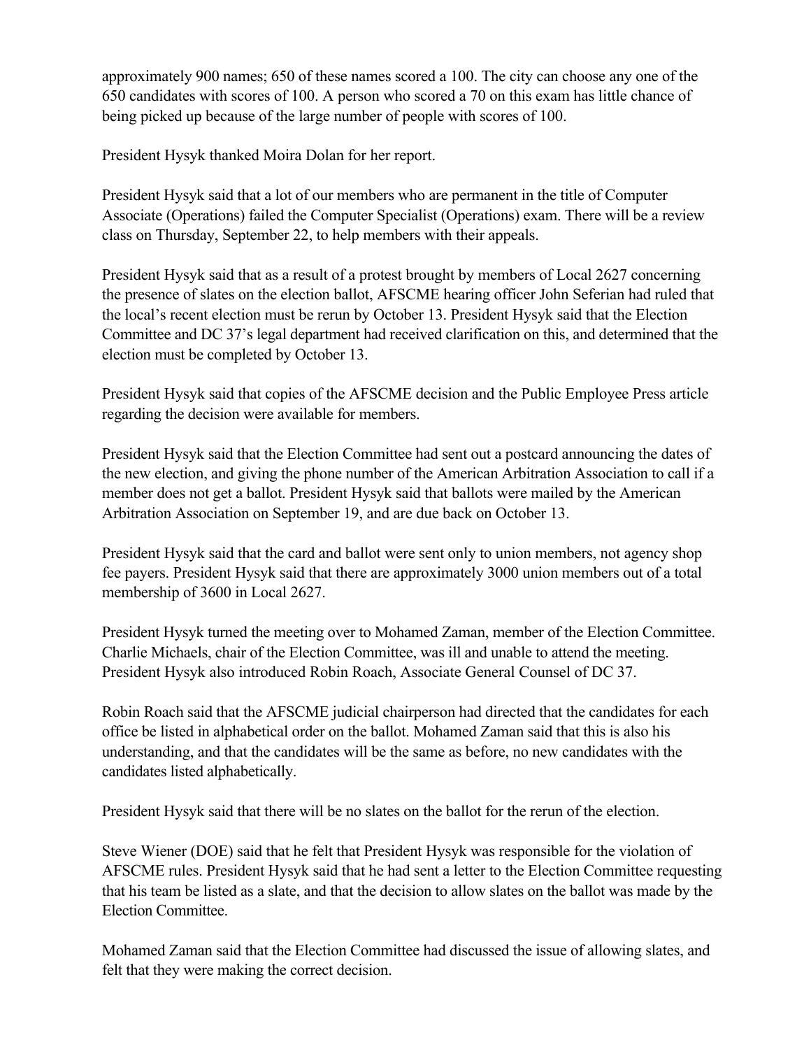approximately 900 names; 650 of these names scored a 100. The city can choose any one of the 650 candidates with scores of 100. A person who scored a 70 on this exam has little chance of being picked up because of the large number of people with scores of 100.

President Hysyk thanked Moira Dolan for her report.

President Hysyk said that a lot of our members who are permanent in the title of Computer Associate (Operations) failed the Computer Specialist (Operations) exam. There will be a review class on Thursday, September 22, to help members with their appeals.

President Hysyk said that as a result of a protest brought by members of Local 2627 concerning the presence of slates on the election ballot, AFSCME hearing officer John Seferian had ruled that the local's recent election must be rerun by October 13. President Hysyk said that the Election Committee and DC 37's legal department had received clarification on this, and determined that the election must be completed by October 13.

President Hysyk said that copies of the AFSCME decision and the Public Employee Press article regarding the decision were available for members.

President Hysyk said that the Election Committee had sent out a postcard announcing the dates of the new election, and giving the phone number of the American Arbitration Association to call if a member does not get a ballot. President Hysyk said that ballots were mailed by the American Arbitration Association on September 19, and are due back on October 13.

President Hysyk said that the card and ballot were sent only to union members, not agency shop fee payers. President Hysyk said that there are approximately 3000 union members out of a total membership of 3600 in Local 2627.

President Hysyk turned the meeting over to Mohamed Zaman, member of the Election Committee. Charlie Michaels, chair of the Election Committee, was ill and unable to attend the meeting. President Hysyk also introduced Robin Roach, Associate General Counsel of DC 37.

Robin Roach said that the AFSCME judicial chairperson had directed that the candidates for each office be listed in alphabetical order on the ballot. Mohamed Zaman said that this is also his understanding, and that the candidates will be the same as before, no new candidates with the candidates listed alphabetically.

President Hysyk said that there will be no slates on the ballot for the rerun of the election.

Steve Wiener (DOE) said that he felt that President Hysyk was responsible for the violation of AFSCME rules. President Hysyk said that he had sent a letter to the Election Committee requesting that his team be listed as a slate, and that the decision to allow slates on the ballot was made by the Election Committee.

Mohamed Zaman said that the Election Committee had discussed the issue of allowing slates, and felt that they were making the correct decision.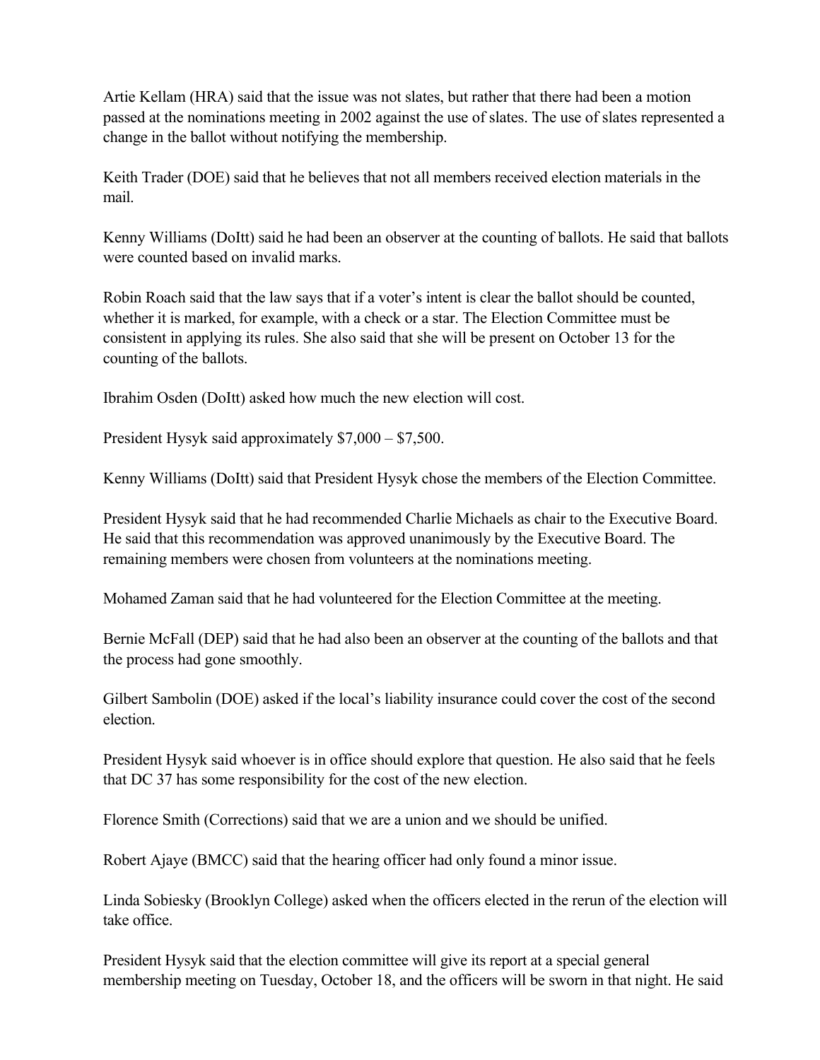Artie Kellam (HRA) said that the issue was not slates, but rather that there had been a motion passed at the nominations meeting in 2002 against the use of slates. The use of slates represented a change in the ballot without notifying the membership.

Keith Trader (DOE) said that he believes that not all members received election materials in the mail.

Kenny Williams (DoItt) said he had been an observer at the counting of ballots. He said that ballots were counted based on invalid marks.

Robin Roach said that the law says that if a voter's intent is clear the ballot should be counted, whether it is marked, for example, with a check or a star. The Election Committee must be consistent in applying its rules. She also said that she will be present on October 13 for the counting of the ballots.

Ibrahim Osden (DoItt) asked how much the new election will cost.

President Hysyk said approximately $7,000 – $7,500.

Kenny Williams (DoItt) said that President Hysyk chose the members of the Election Committee.

President Hysyk said that he had recommended Charlie Michaels as chair to the Executive Board. He said that this recommendation was approved unanimously by the Executive Board. The remaining members were chosen from volunteers at the nominations meeting.

Mohamed Zaman said that he had volunteered for the Election Committee at the meeting.

Bernie McFall (DEP) said that he had also been an observer at the counting of the ballots and that the process had gone smoothly.

Gilbert Sambolin (DOE) asked if the local's liability insurance could cover the cost of the second election.

President Hysyk said whoever is in office should explore that question. He also said that he feels that DC 37 has some responsibility for the cost of the new election.

Florence Smith (Corrections) said that we are a union and we should be unified.

Robert Ajaye (BMCC) said that the hearing officer had only found a minor issue.

Linda Sobiesky (Brooklyn College) asked when the officers elected in the rerun of the election will take office.

President Hysyk said that the election committee will give its report at a special general membership meeting on Tuesday, October 18, and the officers will be sworn in that night. He said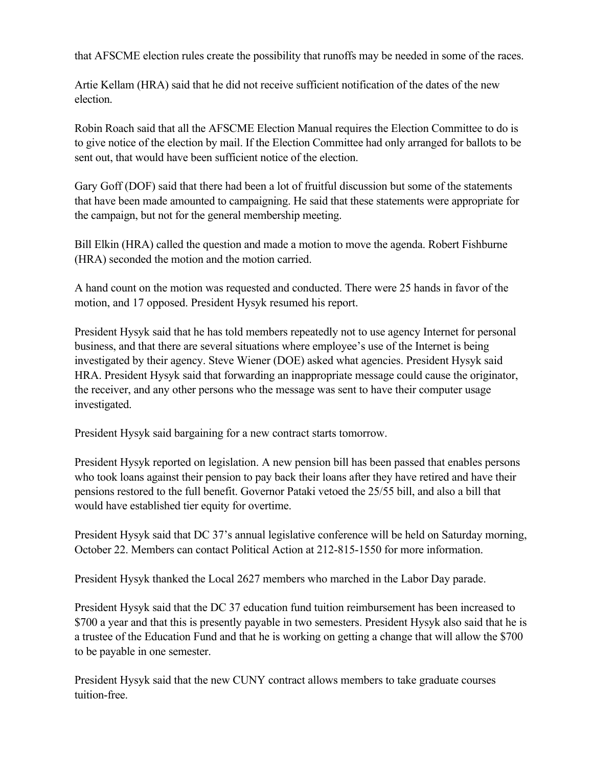that AFSCME election rules create the possibility that runoffs may be needed in some of the races.

Artie Kellam (HRA) said that he did not receive sufficient notification of the dates of the new election.

Robin Roach said that all the AFSCME Election Manual requires the Election Committee to do is to give notice of the election by mail. If the Election Committee had only arranged for ballots to be sent out, that would have been sufficient notice of the election.

Gary Goff (DOF) said that there had been a lot of fruitful discussion but some of the statements that have been made amounted to campaigning. He said that these statements were appropriate for the campaign, but not for the general membership meeting.

Bill Elkin (HRA) called the question and made a motion to move the agenda. Robert Fishburne (HRA) seconded the motion and the motion carried.

A hand count on the motion was requested and conducted. There were 25 hands in favor of the motion, and 17 opposed. President Hysyk resumed his report.

President Hysyk said that he has told members repeatedly not to use agency Internet for personal business, and that there are several situations where employee's use of the Internet is being investigated by their agency. Steve Wiener (DOE) asked what agencies. President Hysyk said HRA. President Hysyk said that forwarding an inappropriate message could cause the originator, the receiver, and any other persons who the message was sent to have their computer usage investigated.

President Hysyk said bargaining for a new contract starts tomorrow.

President Hysyk reported on legislation. A new pension bill has been passed that enables persons who took loans against their pension to pay back their loans after they have retired and have their pensions restored to the full benefit. Governor Pataki vetoed the 25/55 bill, and also a bill that would have established tier equity for overtime.

President Hysyk said that DC 37's annual legislative conference will be held on Saturday morning, October 22. Members can contact Political Action at 212-815-1550 for more information.

President Hysyk thanked the Local 2627 members who marched in the Labor Day parade.

President Hysyk said that the DC 37 education fund tuition reimbursement has been increased to $700 a year and that this is presently payable in two semesters. President Hysyk also said that he is a trustee of the Education Fund and that he is working on getting a change that will allow the $700 to be payable in one semester.

President Hysyk said that the new CUNY contract allows members to take graduate courses tuition-free.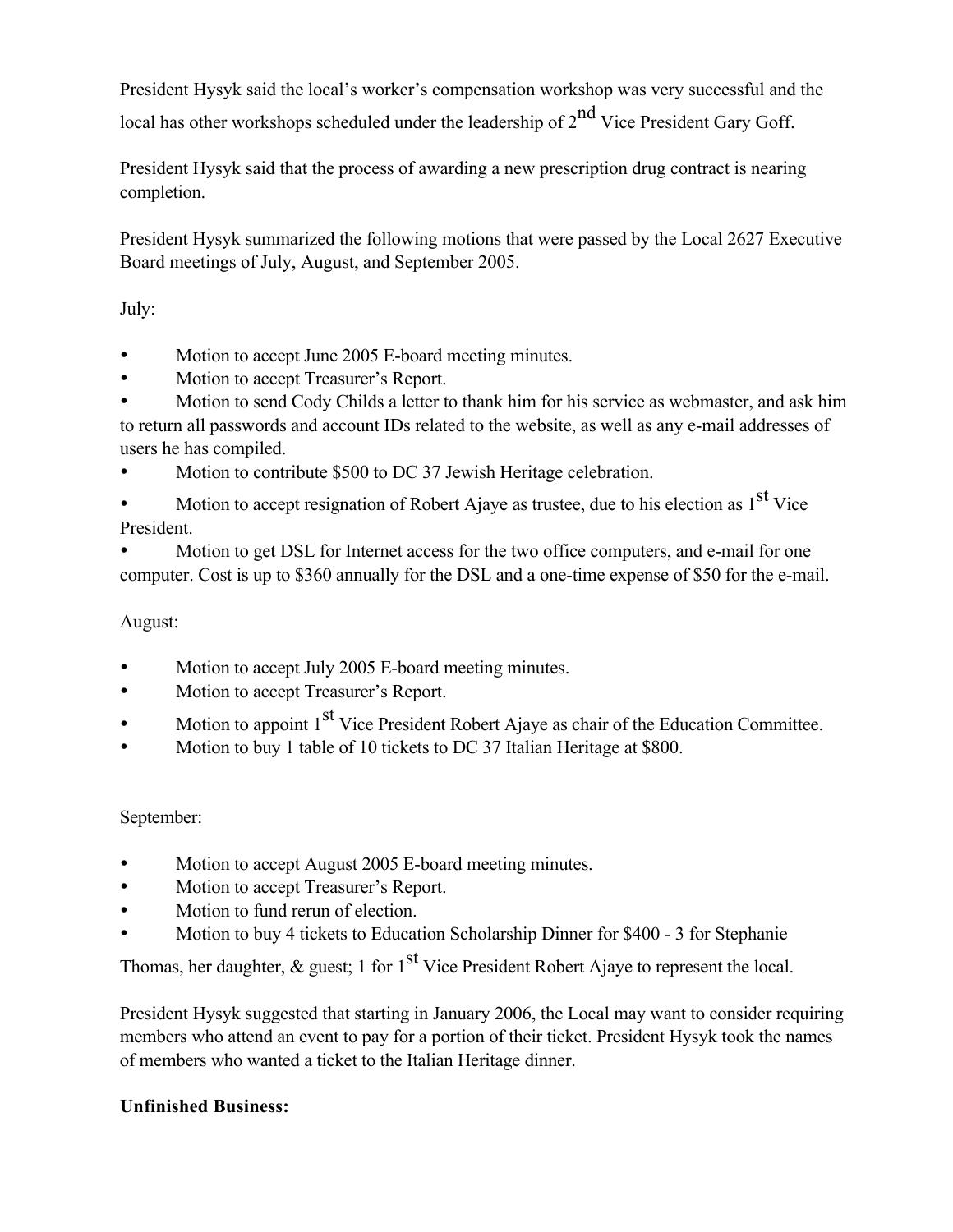President Hysyk said the local's worker's compensation workshop was very successful and the local has other workshops scheduled under the leadership of 2nd Vice President Gary Goff.

President Hysyk said that the process of awarding a new prescription drug contract is nearing completion.

President Hysyk summarized the following motions that were passed by the Local 2627 Executive Board meetings of July, August, and September 2005.

July:

- Motion to accept June 2005 E-board meeting minutes.
- Motion to accept Treasurer's Report.
- Motion to send Cody Childs a letter to thank him for his service as webmaster, and ask him to return all passwords and account IDs related to the website, as well as any e-mail addresses of users he has compiled.
- Motion to contribute $500 to DC 37 Jewish Heritage celebration.
- Motion to accept resignation of Robert Ajaye as trustee, due to his election as 1st Vice President.
- Motion to get DSL for Internet access for the two office computers, and e-mail for one computer. Cost is up to $360 annually for the DSL and a one-time expense of $50 for the e-mail.

August:

- Motion to accept July 2005 E-board meeting minutes.
- Motion to accept Treasurer's Report.
- Motion to appoint 1st Vice President Robert Ajaye as chair of the Education Committee.
- Motion to buy 1 table of 10 tickets to DC 37 Italian Heritage at $800.

September:

- Motion to accept August 2005 E-board meeting minutes.
- Motion to accept Treasurer's Report.
- Motion to fund rerun of election.
- Motion to buy 4 tickets to Education Scholarship Dinner for $400 - 3 for Stephanie Thomas, her daughter, & guest; 1 for 1st Vice President Robert Ajaye to represent the local.

President Hysyk suggested that starting in January 2006, the Local may want to consider requiring members who attend an event to pay for a portion of their ticket. President Hysyk took the names of members who wanted a ticket to the Italian Heritage dinner.

**Unfinished Business:**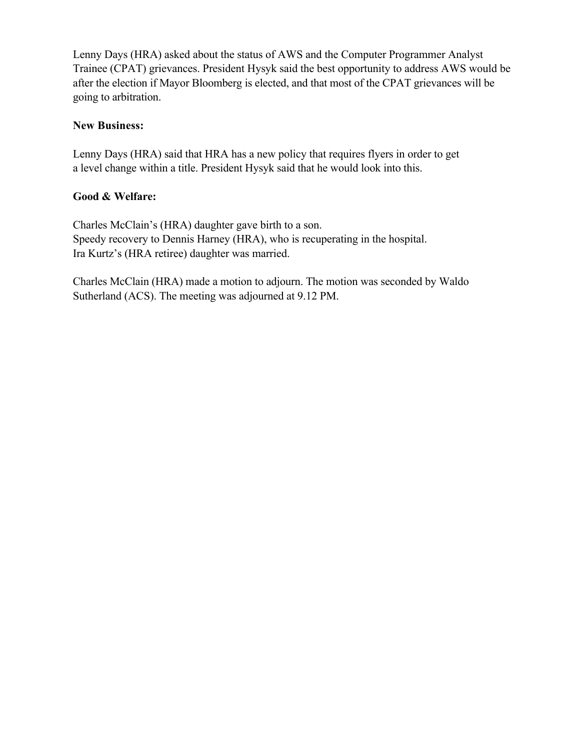Lenny Days (HRA) asked about the status of AWS and the Computer Programmer Analyst Trainee (CPAT) grievances. President Hysyk said the best opportunity to address AWS would be after the election if Mayor Bloomberg is elected, and that most of the CPAT grievances will be going to arbitration.

**New Business:**

Lenny Days (HRA) said that HRA has a new policy that requires flyers in order to get a level change within a title. President Hysyk said that he would look into this.

**Good & Welfare:**

Charles McClain's (HRA) daughter gave birth to a son.
Speedy recovery to Dennis Harney (HRA), who is recuperating in the hospital.
Ira Kurtz's (HRA retiree) daughter was married.

Charles McClain (HRA) made a motion to adjourn. The motion was seconded by Waldo Sutherland (ACS). The meeting was adjourned at 9.12 PM.